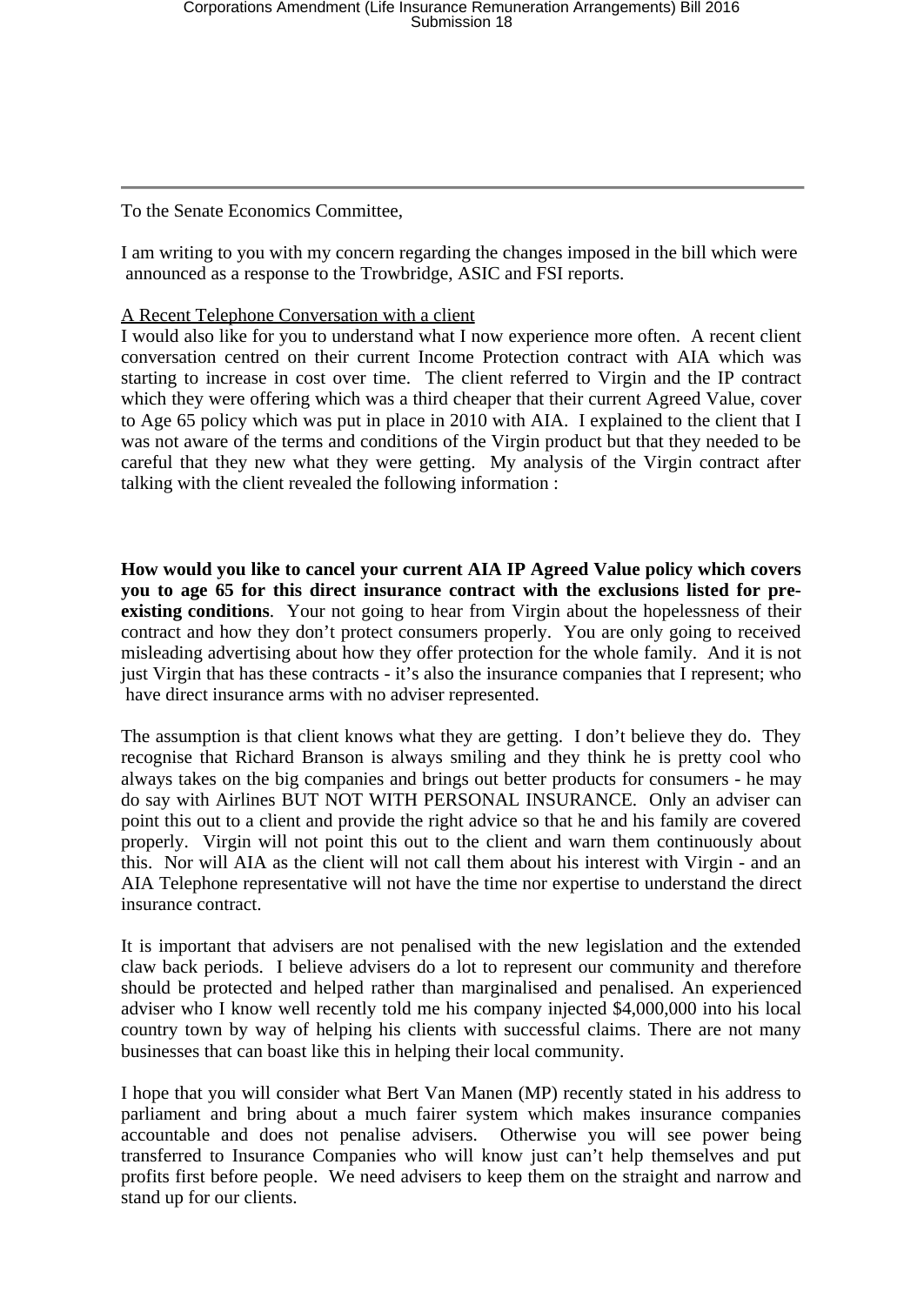To the Senate Economics Committee,

I am writing to you with my concern regarding the changes imposed in the bill which were announced as a response to the Trowbridge, ASIC and FSI reports.

A Recent Telephone Conversation with a client

I would also like for you to understand what I now experience more often. A recent client conversation centred on their current Income Protection contract with AIA which was starting to increase in cost over time. The client referred to Virgin and the IP contract which they were offering which was a third cheaper that their current Agreed Value, cover to Age 65 policy which was put in place in 2010 with AIA. I explained to the client that I was not aware of the terms and conditions of the Virgin product but that they needed to be careful that they new what they were getting. My analysis of the Virgin contract after talking with the client revealed the following information :

**How would you like to cancel your current AIA IP Agreed Value policy which covers you to age 65 for this direct insurance contract with the exclusions listed for pre-existing conditions**. Your not going to hear from Virgin about the hopelessness of their contract and how they don't protect consumers properly. You are only going to received misleading advertising about how they offer protection for the whole family. And it is not just Virgin that has these contracts - it's also the insurance companies that I represent; who have direct insurance arms with no adviser represented.

The assumption is that client knows what they are getting. I don't believe they do. They recognise that Richard Branson is always smiling and they think he is pretty cool who always takes on the big companies and brings out better products for consumers - he may do say with Airlines BUT NOT WITH PERSONAL INSURANCE. Only an adviser can point this out to a client and provide the right advice so that he and his family are covered properly. Virgin will not point this out to the client and warn them continuously about this. Nor will AIA as the client will not call them about his interest with Virgin - and an AIA Telephone representative will not have the time nor expertise to understand the direct insurance contract.

It is important that advisers are not penalised with the new legislation and the extended claw back periods. I believe advisers do a lot to represent our community and therefore should be protected and helped rather than marginalised and penalised. An experienced adviser who I know well recently told me his company injected $4,000,000 into his local country town by way of helping his clients with successful claims. There are not many businesses that can boast like this in helping their local community.

I hope that you will consider what Bert Van Manen (MP) recently stated in his address to parliament and bring about a much fairer system which makes insurance companies accountable and does not penalise advisers. Otherwise you will see power being transferred to Insurance Companies who will know just can't help themselves and put profits first before people. We need advisers to keep them on the straight and narrow and stand up for our clients.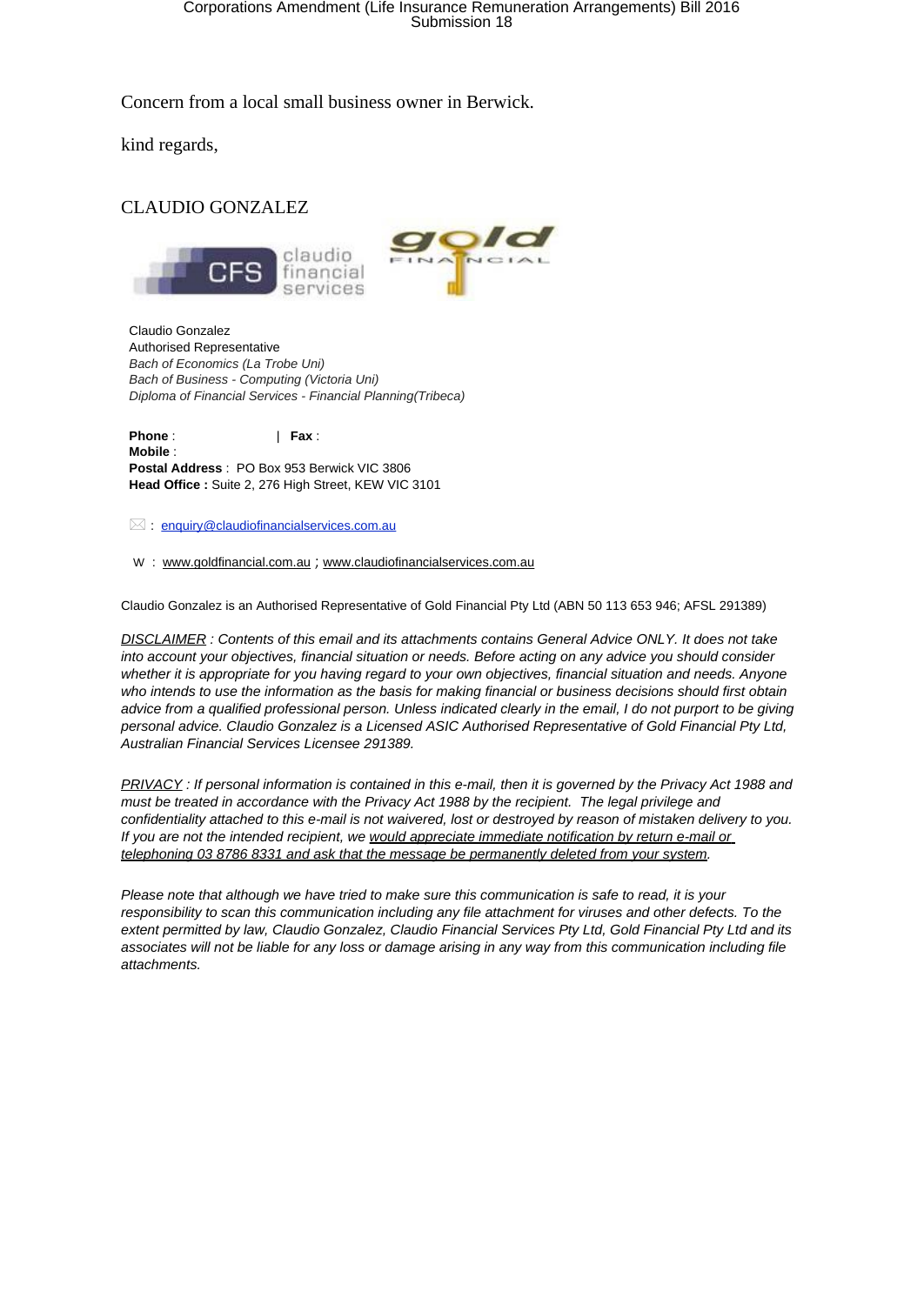Concern from a local small business owner in Berwick.

kind regards,

CLAUDIO GONZALEZ

Claudio Gonzalez
Authorised Representative
*Bach of Economics (La Trobe Uni)*
*Bach of Business - Computing (Victoria Uni)*
*Diploma of Financial Services - Financial Planning(Tribeca)*

**Phone** : | **Fax** :
**Mobile** :
**Postal Address** : PO Box 953 Berwick VIC 3806
**Head Office :** Suite 2, 276 High Street, KEW VIC 3101

: enquiry@claudiofinancialservices.com.au

W : www.goldfinancial.com.au ; www.claudiofinancialservices.com.au

Claudio Gonzalez is an Authorised Representative of Gold Financial Pty Ltd (ABN 50 113 653 946; AFSL 291389)

*DISCLAIMER : Contents of this email and its attachments contains General Advice ONLY. It does not take into account your objectives, financial situation or needs. Before acting on any advice you should consider whether it is appropriate for you having regard to your own objectives, financial situation and needs. Anyone who intends to use the information as the basis for making financial or business decisions should first obtain advice from a qualified professional person. Unless indicated clearly in the email, I do not purport to be giving personal advice. Claudio Gonzalez is a Licensed ASIC Authorised Representative of Gold Financial Pty Ltd, Australian Financial Services Licensee 291389.*

*PRIVACY : If personal information is contained in this e-mail, then it is governed by the Privacy Act 1988 and must be treated in accordance with the Privacy Act 1988 by the recipient. The legal privilege and confidentiality attached to this e-mail is not waivered, lost or destroyed by reason of mistaken delivery to you. If you are not the intended recipient, we would appreciate immediate notification by return e-mail or telephoning 03 8786 8331 and ask that the message be permanently deleted from your system.*

*Please note that although we have tried to make sure this communication is safe to read, it is your responsibility to scan this communication including any file attachment for viruses and other defects. To the extent permitted by law, Claudio Gonzalez, Claudio Financial Services Pty Ltd, Gold Financial Pty Ltd and its associates will not be liable for any loss or damage arising in any way from this communication including file attachments.*